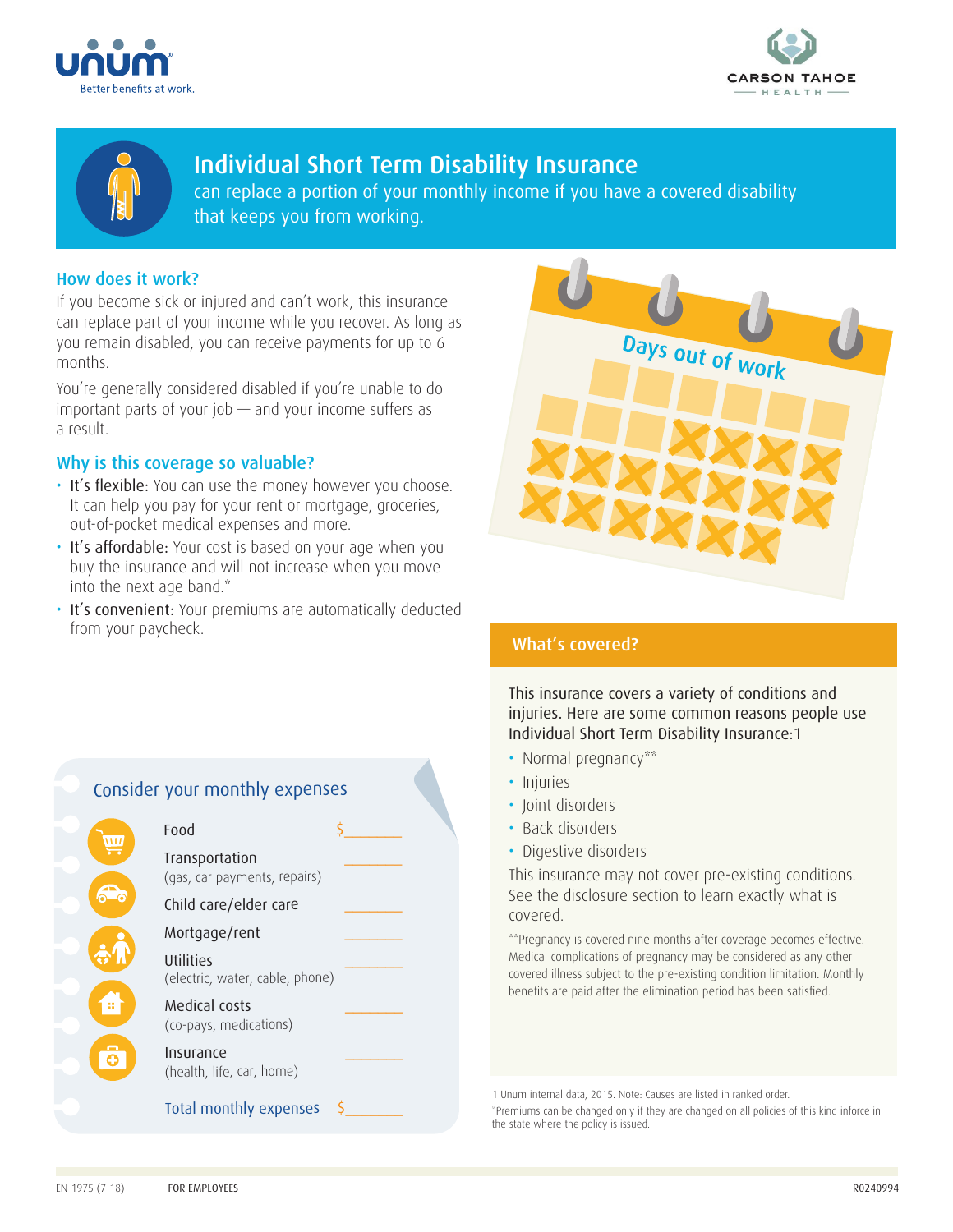Better benefits at work.

CARSON TAHOE HEALTH

# Individual Short Term Disability Insurance

can replace a portion of your monthly income if you have a covered disability that keeps you from working.

## How does it work?

If you become sick or injured and can't work, this insurance can replace part of your income while you recover. As long as you remain disabled, you can receive payments for up to 6 months.

You're generally considered disabled if you're unable to do important parts of your job — and your income suffers as a result.

## Why is this coverage so valuable?

- **It's flexible:** You can use the money however you choose. It can help you pay for your rent or mortgage, groceries, out-of-pocket medical expenses and more.
- **It's affordable:** Your cost is based on your age when you buy the insurance and will not increase when you move into the next age band.*
- **It's convenient:** Your premiums are automatically deducted from your paycheck.

Days out of work

### Consider your monthly expenses

| Expense | Amount |
|---|---|
| Food | $_______ |
| Transportation (gas, car payments, repairs) | _______ |
| Child care/elder care | _______ |
| Mortgage/rent | _______ |
| Utilities (electric, water, cable, phone) | _______ |
| Medical costs (co-pays, medications) | _______ |
| Insurance (health, life, car, home) | _______ |
| Total monthly expenses | $_______ |

## What's covered?

This insurance covers a variety of conditions and injuries. Here are some common reasons people use Individual Short Term Disability Insurance:[1]

- Normal pregnancy**
- Injuries
- Joint disorders
- Back disorders
- Digestive disorders

This insurance may not cover pre-existing conditions. See the disclosure section to learn exactly what is covered.

**Pregnancy is covered nine months after coverage becomes effective. Medical complications of pregnancy may be considered as any other covered illness subject to the pre-existing condition limitation. Monthly benefits are paid after the elimination period has been satisfied.

1 Unum internal data, 2015. Note: Causes are listed in ranked order.

*Premiums can be changed only if they are changed on all policies of this kind inforce in the state where the policy is issued.

EN-1975 (7-18) FOR EMPLOYEES R0240994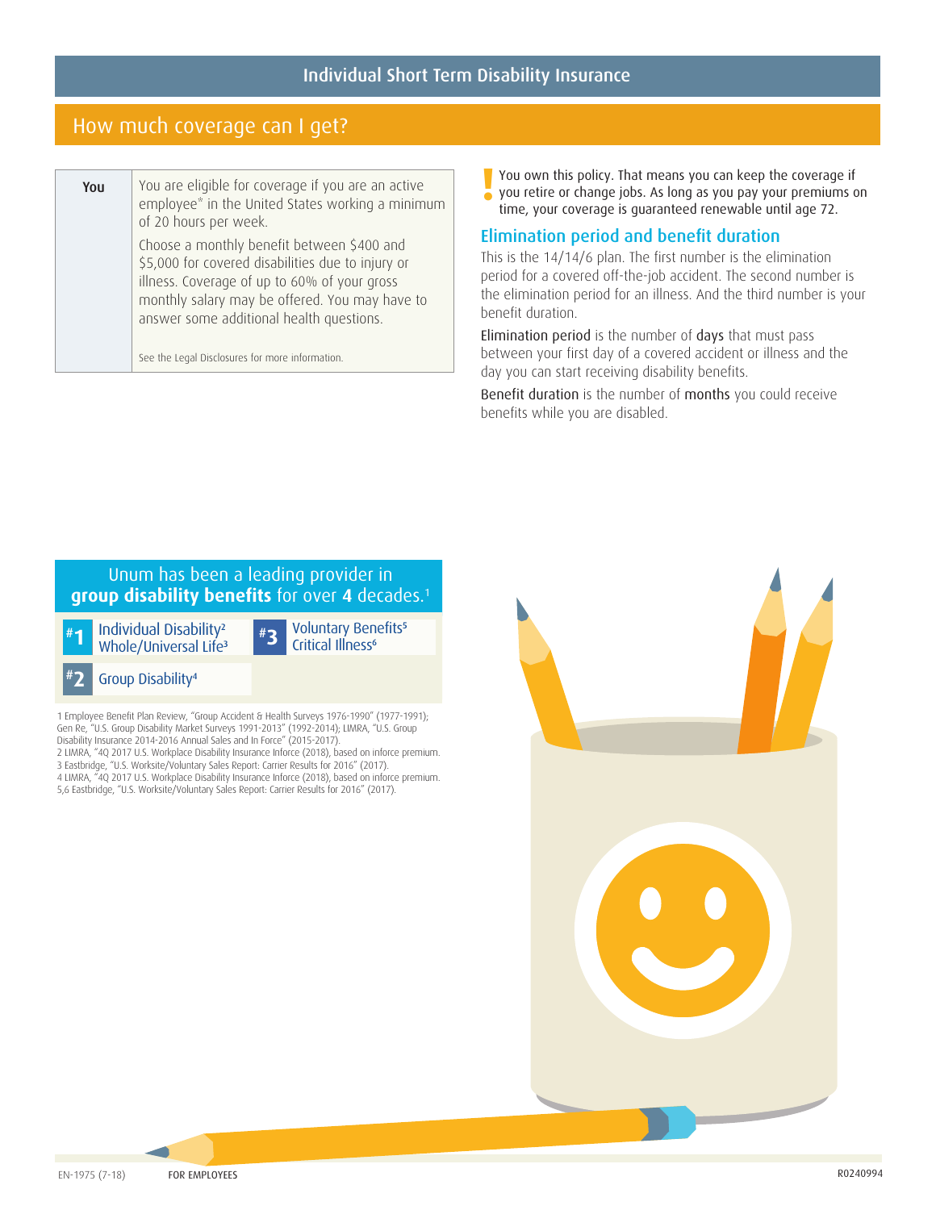## Individual Short Term Disability Insurance

## How much coverage can I get?

| You | |
|---|---|
| | You are eligible for coverage if you are an active employee* in the United States working a minimum of 20 hours per week. Choose a monthly benefit between $400 and $5,000 for covered disabilities due to injury or illness. Coverage of up to 60% of your gross monthly salary may be offered. You may have to answer some additional health questions. See the Legal Disclosures for more information. |

**!** You own this policy. That means you can keep the coverage if you retire or change jobs. As long as you pay your premiums on time, your coverage is guaranteed renewable until age 72.

### Elimination period and benefit duration

This is the 14/14/6 plan. The first number is the elimination period for a covered off-the-job accident. The second number is the elimination period for an illness. And the third number is your benefit duration.

Elimination period is the number of days that must pass between your first day of a covered accident or illness and the day you can start receiving disability benefits.

Benefit duration is the number of months you could receive benefits while you are disabled.

Unum has been a leading provider in **group disability benefits** for over **4** decades.[1]

- **#1** Individual Disability[2] Whole/Universal Life[3]
- **#2** Group Disability[4]
- **#3** Voluntary Benefits[5] Critical Illness[6]

1 Employee Benefit Plan Review, "Group Accident & Health Surveys 1976-1990" (1977-1991); Gen Re, "U.S. Group Disability Market Surveys 1991-2013" (1992-2014); LIMRA, "U.S. Group Disability Insurance 2014-2016 Annual Sales and In Force" (2015-2017).
2 LIMRA, "4Q 2017 U.S. Workplace Disability Insurance Inforce (2018), based on inforce premium.
3 Eastbridge, "U.S. Worksite/Voluntary Sales Report: Carrier Results for 2016" (2017).
4 LIMRA, "4Q 2017 U.S. Workplace Disability Insurance Inforce (2018), based on inforce premium.
5,6 Eastbridge, "U.S. Worksite/Voluntary Sales Report: Carrier Results for 2016" (2017).

EN-1975 (7-18) FOR EMPLOYEES R0240994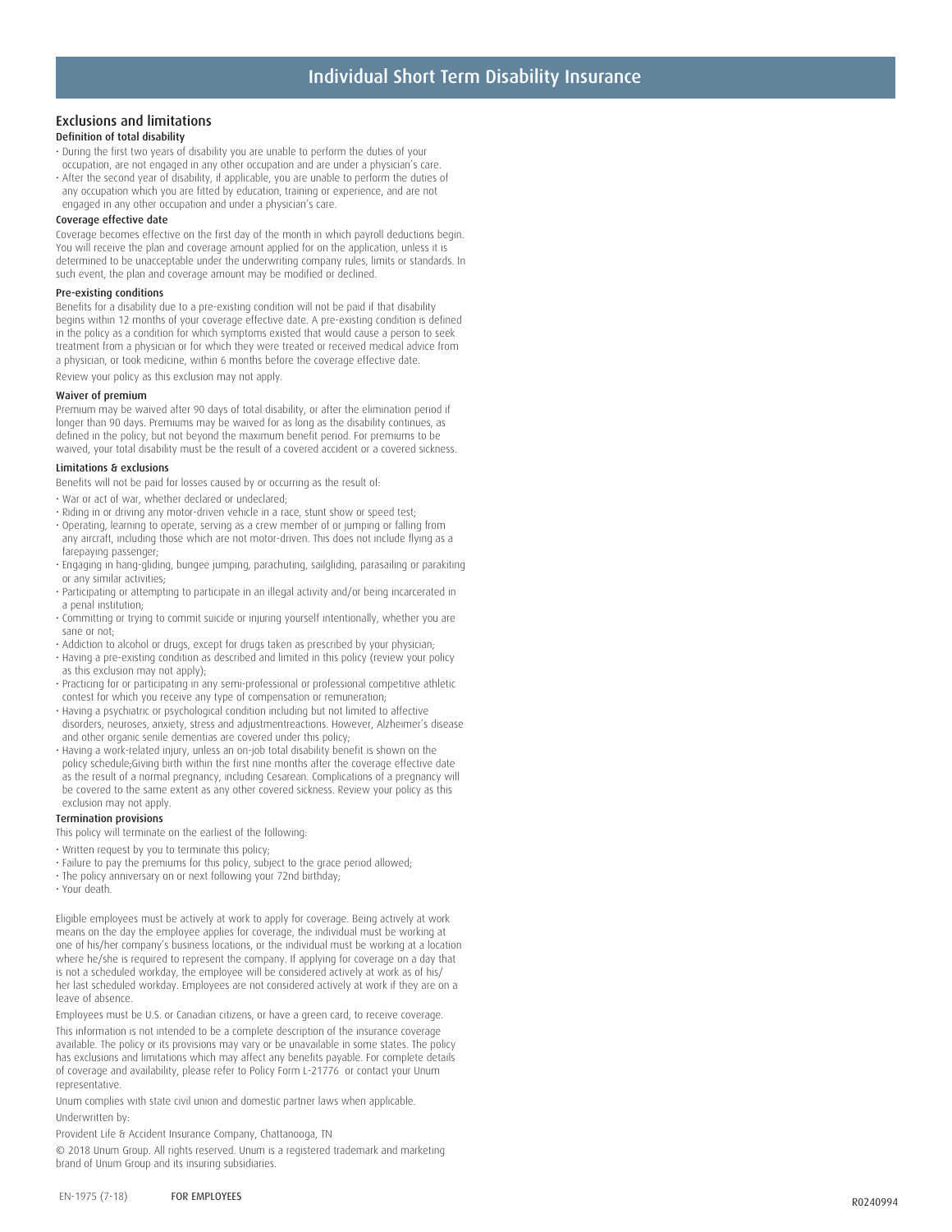# Individual Short Term Disability Insurance

## Exclusions and limitations

### Definition of total disability

- During the first two years of disability you are unable to perform the duties of your occupation, are not engaged in any other occupation and are under a physician's care.
- After the second year of disability, if applicable, you are unable to perform the duties of any occupation which you are fitted by education, training or experience, and are not engaged in any other occupation and under a physician's care.

### Coverage effective date

Coverage becomes effective on the first day of the month in which payroll deductions begin. You will receive the plan and coverage amount applied for on the application, unless it is determined to be unacceptable under the underwriting company rules, limits or standards. In such event, the plan and coverage amount may be modified or declined.

### Pre-existing conditions

Benefits for a disability due to a pre-existing condition will not be paid if that disability begins within 12 months of your coverage effective date. A pre-existing condition is defined in the policy as a condition for which symptoms existed that would cause a person to seek treatment from a physician or for which they were treated or received medical advice from a physician, or took medicine, within 6 months before the coverage effective date.

Review your policy as this exclusion may not apply.

### Waiver of premium

Premium may be waived after 90 days of total disability, or after the elimination period if longer than 90 days. Premiums may be waived for as long as the disability continues, as defined in the policy, but not beyond the maximum benefit period. For premiums to be waived, your total disability must be the result of a covered accident or a covered sickness.

### Limitations & exclusions

Benefits will not be paid for losses caused by or occurring as the result of:

- War or act of war, whether declared or undeclared;
- Riding in or driving any motor-driven vehicle in a race, stunt show or speed test;
- Operating, learning to operate, serving as a crew member of or jumping or falling from any aircraft, including those which are not motor-driven. This does not include flying as a farepaying passenger;
- Engaging in hang-gliding, bungee jumping, parachuting, sailgliding, parasailing or parakiting or any similar activities;
- Participating or attempting to participate in an illegal activity and/or being incarcerated in a penal institution;
- Committing or trying to commit suicide or injuring yourself intentionally, whether you are sane or not;
- Addiction to alcohol or drugs, except for drugs taken as prescribed by your physician;
- Having a pre-existing condition as described and limited in this policy (review your policy as this exclusion may not apply);
- Practicing for or participating in any semi-professional or professional competitive athletic contest for which you receive any type of compensation or remuneration;
- Having a psychiatric or psychological condition including but not limited to affective disorders, neuroses, anxiety, stress and adjustmentreactions. However, Alzheimer's disease and other organic senile dementias are covered under this policy;
- Having a work-related injury, unless an on-job total disability benefit is shown on the policy schedule;Giving birth within the first nine months after the coverage effective date as the result of a normal pregnancy, including Cesarean. Complications of a pregnancy will be covered to the same extent as any other covered sickness. Review your policy as this exclusion may not apply.

### Termination provisions

This policy will terminate on the earliest of the following:

- Written request by you to terminate this policy;
- Failure to pay the premiums for this policy, subject to the grace period allowed;
- The policy anniversary on or next following your 72nd birthday;
- Your death.

Eligible employees must be actively at work to apply for coverage. Being actively at work means on the day the employee applies for coverage, the individual must be working at one of his/her company's business locations, or the individual must be working at a location where he/she is required to represent the company. If applying for coverage on a day that is not a scheduled workday, the employee will be considered actively at work as of his/her last scheduled workday. Employees are not considered actively at work if they are on a leave of absence.

Employees must be U.S. or Canadian citizens, or have a green card, to receive coverage.

This information is not intended to be a complete description of the insurance coverage available. The policy or its provisions may vary or be unavailable in some states. The policy has exclusions and limitations which may affect any benefits payable. For complete details of coverage and availability, please refer to Policy Form L-21776 or contact your Unum representative.

Unum complies with state civil union and domestic partner laws when applicable.

Underwritten by:

Provident Life & Accident Insurance Company, Chattanooga, TN

© 2018 Unum Group. All rights reserved. Unum is a registered trademark and marketing brand of Unum Group and its insuring subsidiaries.

EN-1975 (7-18) FOR EMPLOYEES

R0240994